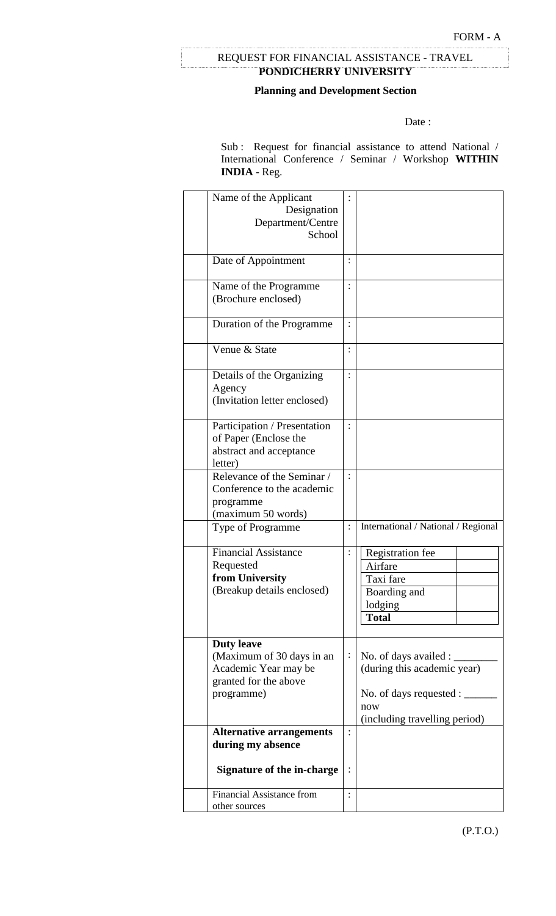FORM - A

REQUEST FOR FINANCIAL ASSISTANCE - TRAVEL

**PONDICHERRY UNIVERSITY**

**Planning and Development Section**

Date :

Sub : Request for financial assistance to attend National / International Conference / Seminar / Workshop **WITHIN INDIA** - Reg.

| | | | |
|---|---|---|---|
| | Name of the Applicant<br>Designation<br>Department/Centre<br>School | : | |
| | Date of Appointment | : | |
| | Name of the Programme<br>(Brochure enclosed) | : | |
| | Duration of the Programme | : | |
| | Venue & State | : | |
| | Details of the Organizing Agency<br>(Invitation letter enclosed) | : | |
| | Participation / Presentation of Paper (Enclose the abstract and acceptance letter) | : | |
| | Relevance of the Seminar / Conference to the academic programme<br>(maximum 50 words) | : | |
| | Type of Programme | : | International / National / Regional |
| | Financial Assistance Requested **from University**<br>(Breakup details enclosed) | : | Registration fee: ____<br>Airfare: ____<br>Taxi fare: ____<br>Boarding and lodging: ____<br>**Total**: ____ |
| | **Duty leave**<br>(Maximum of 30 days in an Academic Year may be granted for the above programme) | : | No. of days availed : ________<br>(during this academic year)<br><br>No. of days requested : ______ now<br>(including travelling period) |
| | **Alternative arrangements during my absence** | : | |
| | **Signature of the in-charge** | : | |
| | Financial Assistance from other sources | : | |

(P.T.O.)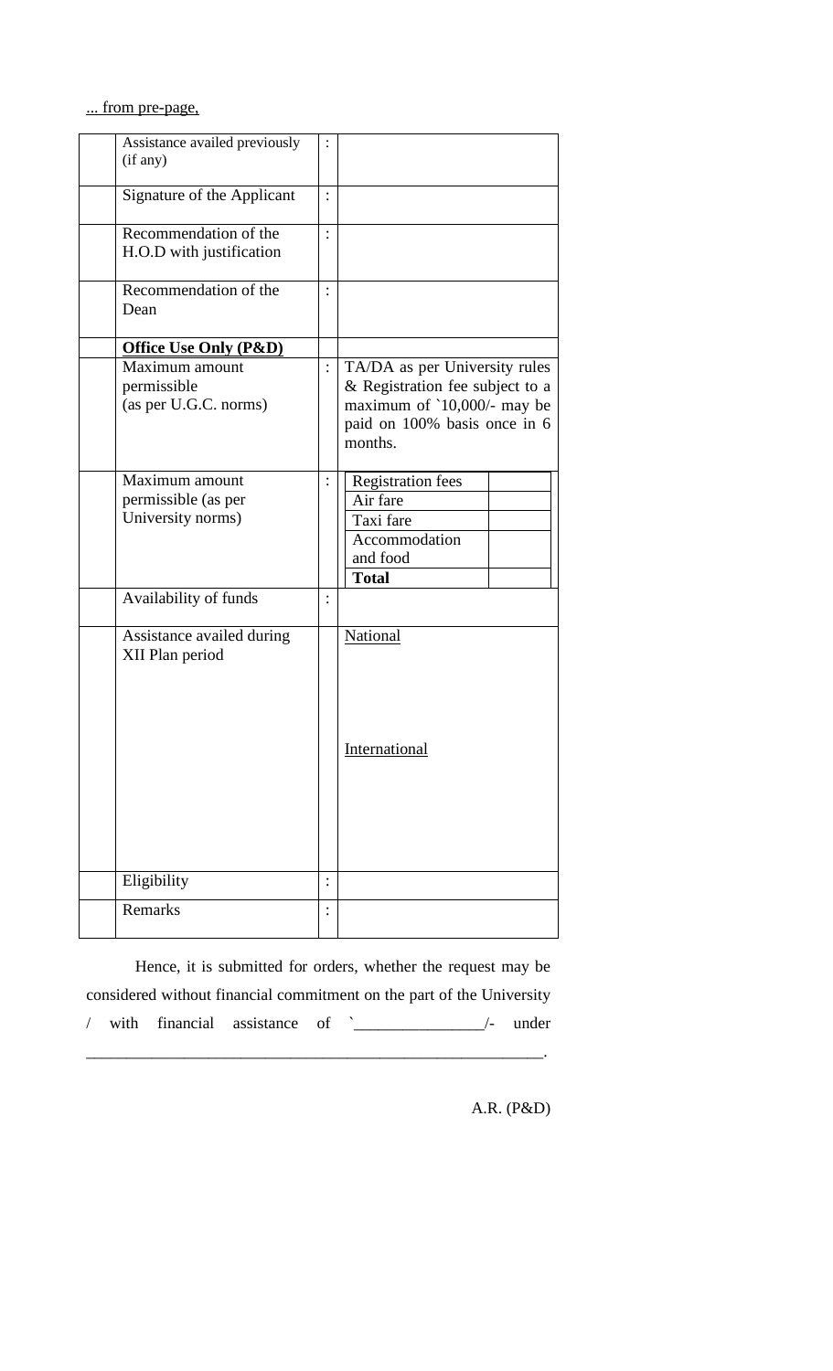... from pre-page,

| | | | |
|---|---|---|---|
| | Assistance availed previously (if any) | : | |
| | Signature of the Applicant | : | |
| | Recommendation of the H.O.D with justification | : | |
| | Recommendation of the Dean | : | |
| | **Office Use Only (P&D)** | | |
| | Maximum amount permissible (as per U.G.C. norms) | : | TA/DA as per University rules & Registration fee subject to a maximum of `10,000/- may be paid on 100% basis once in 6 months. |
| | Maximum amount permissible (as per University norms) | : | Registration fees: <br> Air fare: <br> Taxi fare: <br> Accommodation and food: <br> **Total**: |
| | Availability of funds | : | |
| | Assistance availed during XII Plan period | | National <br><br> International |
| | Eligibility | : | |
| | Remarks | : | |

Hence, it is submitted for orders, whether the request may be considered without financial commitment on the part of the University / with financial assistance of `_______________/- under _________________________________________________________.

A.R. (P&D)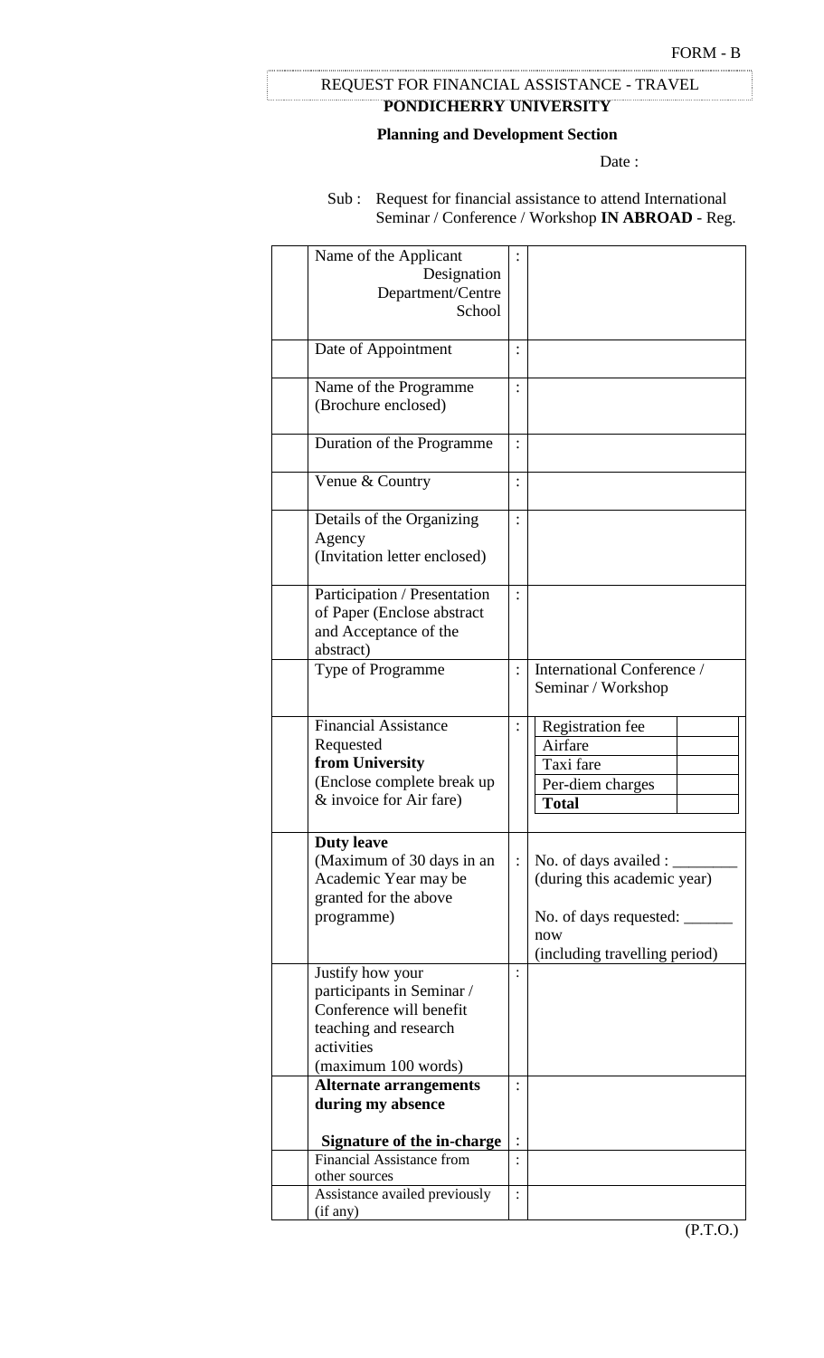FORM - B

REQUEST FOR FINANCIAL ASSISTANCE - TRAVEL

**PONDICHERRY UNIVERSITY**

**Planning and Development Section**

Date :

Sub : Request for financial assistance to attend International Seminar / Conference / Workshop **IN ABROAD** - Reg.

| | | | |
|---|---|---|---|
| | Name of the Applicant<br>Designation<br>Department/Centre<br>School | : | |
| | Date of Appointment | : | |
| | Name of the Programme (Brochure enclosed) | : | |
| | Duration of the Programme | : | |
| | Venue & Country | : | |
| | Details of the Organizing Agency (Invitation letter enclosed) | : | |
| | Participation / Presentation of Paper (Enclose abstract and Acceptance of the abstract) | : | |
| | Type of Programme | : | International Conference / Seminar / Workshop |
| | **Financial Assistance** Requested **from University** (Enclose complete break up & invoice for Air fare) | : | Registration fee: ____<br>Airfare: ____<br>Taxi fare: ____<br>Per-diem charges: ____<br>**Total**: ____ |
| | **Duty leave** (Maximum of 30 days in an Academic Year may be granted for the above programme) | : | No. of days availed : ________ (during this academic year)<br><br>No. of days requested: ______ now (including travelling period) |
| | Justify how your participants in Seminar / Conference will benefit teaching and research activities (maximum 100 words) | : | |
| | **Alternate arrangements during my absence**<br><br>**Signature of the in-charge** | :<br><br>: | |
| | Financial Assistance from other sources | : | |
| | Assistance availed previously (if any) | : | |

(P.T.O.)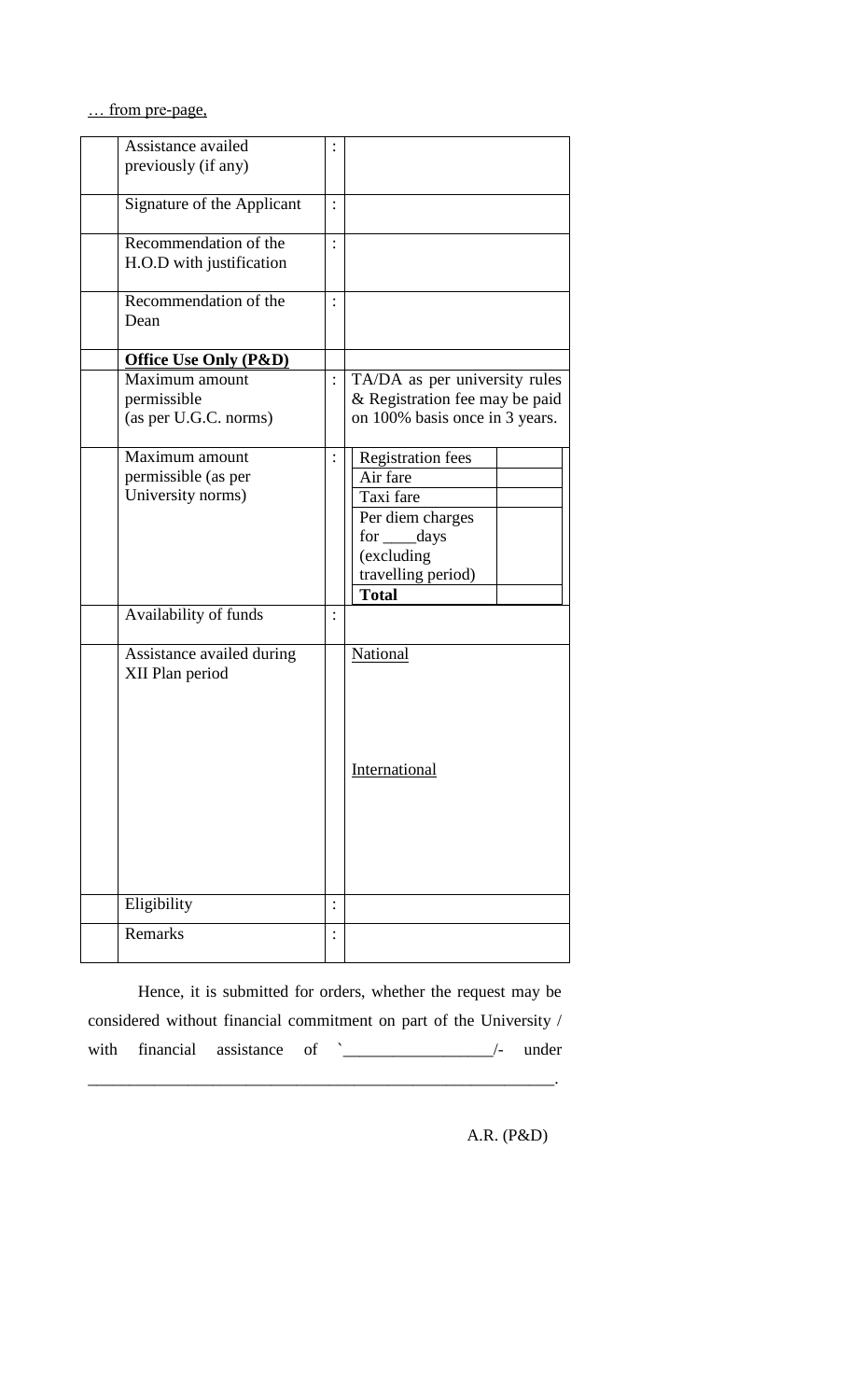… from pre-page,

| | | | |
|---|---|---|---|
| | Assistance availed previously (if any) | : | |
| | Signature of the Applicant | : | |
| | Recommendation of the H.O.D with justification | : | |
| | Recommendation of the Dean | : | |
| | **Office Use Only (P&D)** | | |
| | Maximum amount permissible (as per U.G.C. norms) | : | TA/DA as per university rules & Registration fee may be paid on 100% basis once in 3 years. |
| | Maximum amount permissible (as per University norms) | : | Registration fees<br>Air fare<br>Taxi fare<br>Per diem charges for ____days (excluding travelling period)<br>**Total** |
| | Availability of funds | : | |
| | Assistance availed during XII Plan period | | National<br><br>International |
| | Eligibility | : | |
| | Remarks | : | |

Hence, it is submitted for orders, whether the request may be considered without financial commitment on part of the University / with financial assistance of `_________________/- under _______________________________________________________.

A.R. (P&D)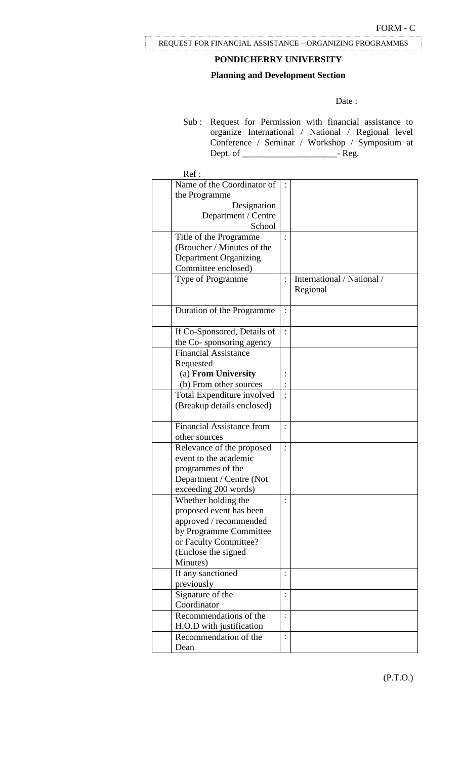FORM - C

REQUEST FOR FINANCIAL ASSISTANCE – ORGANIZING PROGRAMMES

**PONDICHERRY UNIVERSITY**

**Planning and Development Section**

Date :

Sub : Request for Permission with financial assistance to organize International / National / Regional level Conference / Seminar / Workshop / Symposium at Dept. of ____________________- Reg.

Ref :

| | | | |
|---|---|---|---|
| | Name of the Coordinator of the Programme<br>Designation<br>Department / Centre<br>School | : | |
| | Title of the Programme (Broucher / Minutes of the Department Organizing Committee enclosed) | : | |
| | Type of Programme | : | International / National / Regional |
| | Duration of the Programme | : | |
| | If Co-Sponsored, Details of the Co- sponsoring agency | : | |
| | Financial Assistance Requested<br>(a) **From University**<br>(b) From other sources | :<br>: | |
| | Total Expenditure involved (Breakup details enclosed) | : | |
| | Financial Assistance from other sources | : | |
| | Relevance of the proposed event to the academic programmes of the Department / Centre (Not exceeding 200 words) | : | |
| | Whether holding the proposed event has been approved / recommended by Programme Committee or Faculty Committee? (Enclose the signed Minutes) | : | |
| | If any sanctioned previously | : | |
| | Signature of the Coordinator | : | |
| | Recommendations of the H.O.D with justification | : | |
| | Recommendation of the Dean | : | |

(P.T.O.)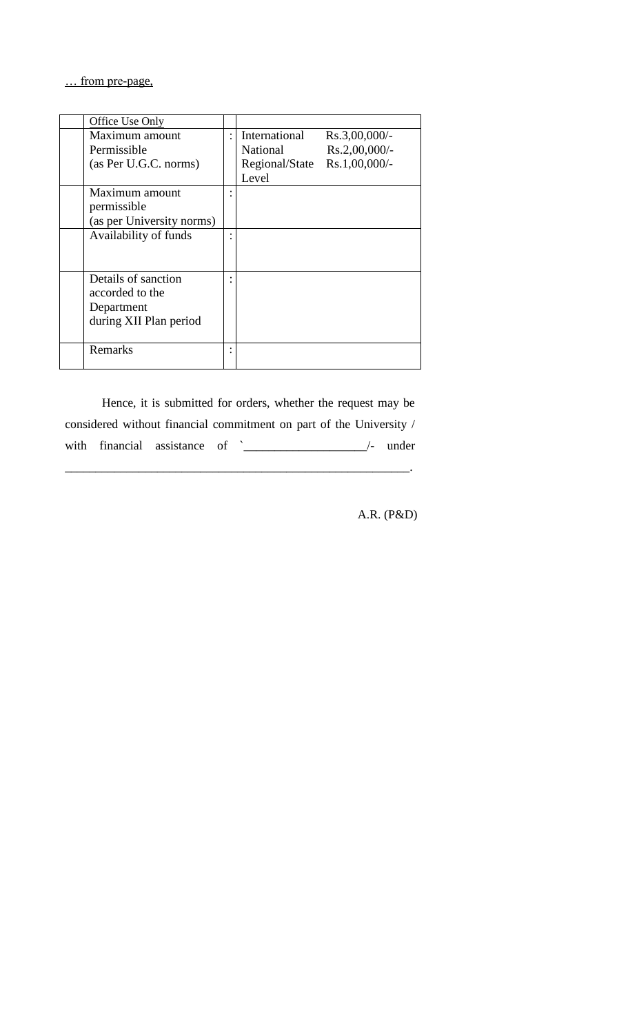… from pre-page,

| | | | |
|---|---|---|---|
| | Office Use Only | | |
| | Maximum amount Permissible (as Per U.G.C. norms) | : | International Rs.3,00,000/- National Rs.2,00,000/- Regional/State Level Rs.1,00,000/- |
| | Maximum amount permissible (as per University norms) | : | |
| | Availability of funds | : | |
| | Details of sanction accorded to the Department during XII Plan period | : | |
| | Remarks | : | |

Hence, it is submitted for orders, whether the request may be considered without financial commitment on part of the University / with financial assistance of `___________________/- under ________________________________________________________.

A.R. (P&D)